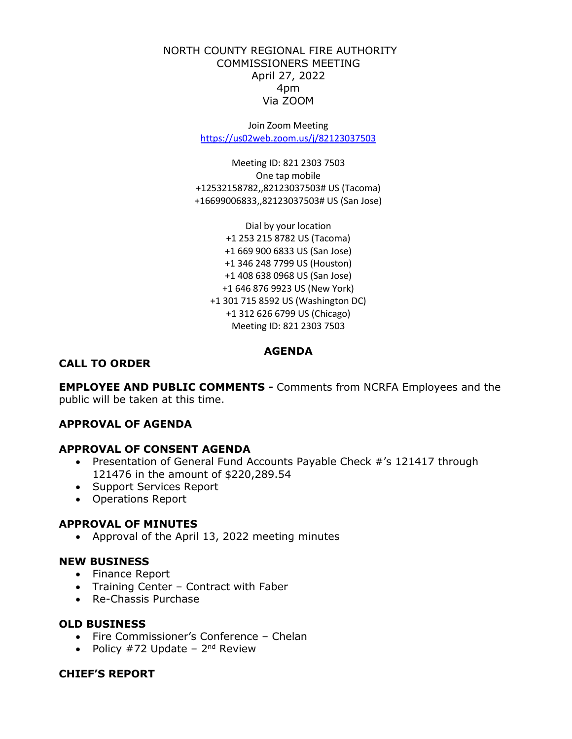NORTH COUNTY REGIONAL FIRE AUTHORITY
COMMISSIONERS MEETING
April 27, 2022
4pm
Via ZOOM

Join Zoom Meeting
https://us02web.zoom.us/j/82123037503

Meeting ID: 821 2303 7503
One tap mobile
+12532158782,,82123037503# US (Tacoma)
+16699006833,,82123037503# US (San Jose)

Dial by your location
+1 253 215 8782 US (Tacoma)
+1 669 900 6833 US (San Jose)
+1 346 248 7799 US (Houston)
+1 408 638 0968 US (San Jose)
+1 646 876 9923 US (New York)
+1 301 715 8592 US (Washington DC)
+1 312 626 6799 US (Chicago)
Meeting ID: 821 2303 7503

## AGENDA

**CALL TO ORDER**

**EMPLOYEE AND PUBLIC COMMENTS -** Comments from NCRFA Employees and the public will be taken at this time.

**APPROVAL OF AGENDA**

**APPROVAL OF CONSENT AGENDA**

- Presentation of General Fund Accounts Payable Check #'s 121417 through 121476 in the amount of $220,289.54
- Support Services Report
- Operations Report

**APPROVAL OF MINUTES**

- Approval of the April 13, 2022 meeting minutes

**NEW BUSINESS**

- Finance Report
- Training Center – Contract with Faber
- Re-Chassis Purchase

**OLD BUSINESS**

- Fire Commissioner's Conference – Chelan
- Policy #72 Update – 2nd Review

**CHIEF'S REPORT**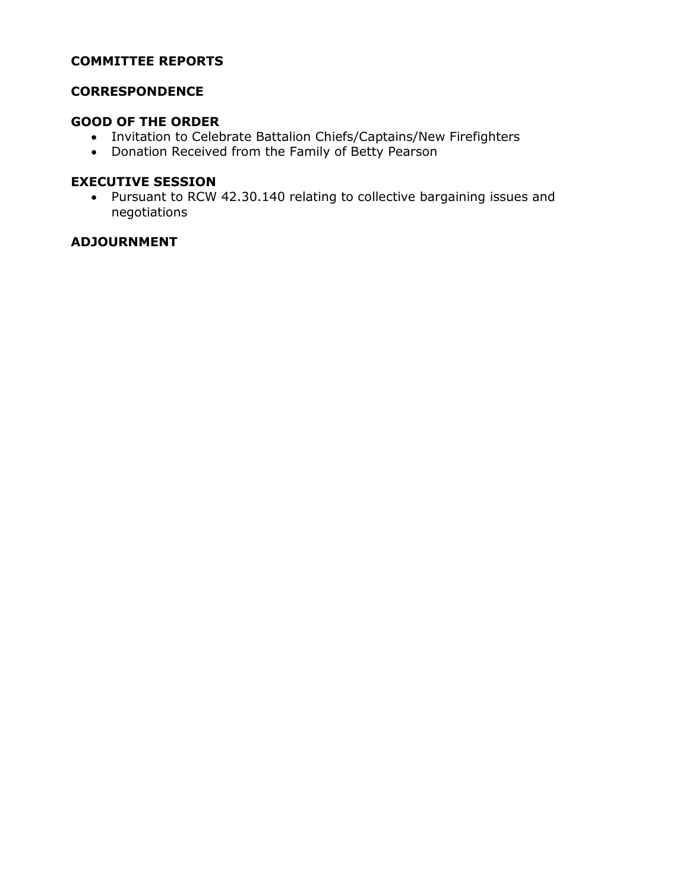**COMMITTEE REPORTS**

**CORRESPONDENCE**

**GOOD OF THE ORDER**

- Invitation to Celebrate Battalion Chiefs/Captains/New Firefighters
- Donation Received from the Family of Betty Pearson

**EXECUTIVE SESSION**

- Pursuant to RCW 42.30.140 relating to collective bargaining issues and negotiations

**ADJOURNMENT**